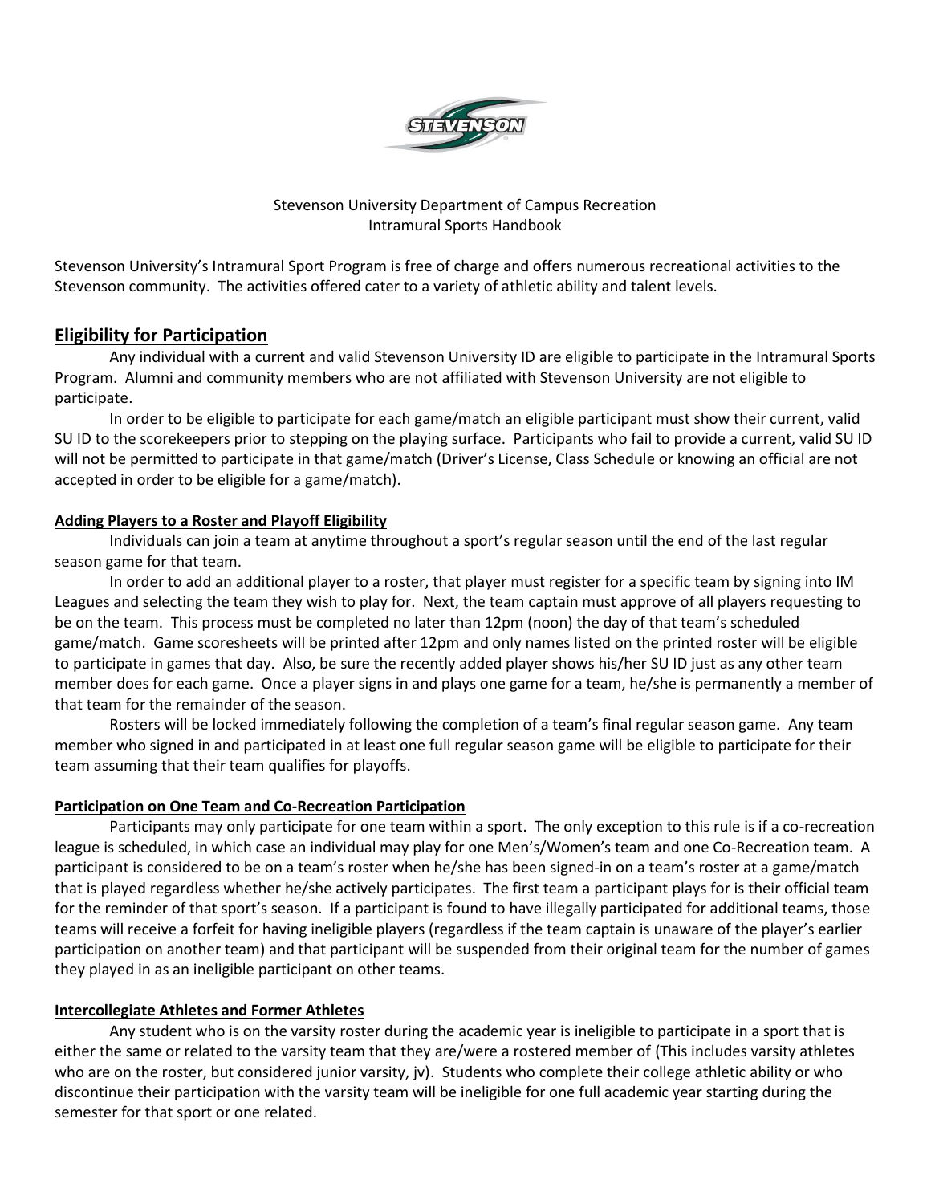Stevenson University Department of Campus Recreation
Intramural Sports Handbook

Stevenson University's Intramural Sport Program is free of charge and offers numerous recreational activities to the Stevenson community. The activities offered cater to a variety of athletic ability and talent levels.

## Eligibility for Participation

Any individual with a current and valid Stevenson University ID are eligible to participate in the Intramural Sports Program. Alumni and community members who are not affiliated with Stevenson University are not eligible to participate.

In order to be eligible to participate for each game/match an eligible participant must show their current, valid SU ID to the scorekeepers prior to stepping on the playing surface. Participants who fail to provide a current, valid SU ID will not be permitted to participate in that game/match (Driver's License, Class Schedule or knowing an official are not accepted in order to be eligible for a game/match).

### Adding Players to a Roster and Playoff Eligibility

Individuals can join a team at anytime throughout a sport's regular season until the end of the last regular season game for that team.

In order to add an additional player to a roster, that player must register for a specific team by signing into IM Leagues and selecting the team they wish to play for. Next, the team captain must approve of all players requesting to be on the team. This process must be completed no later than 12pm (noon) the day of that team's scheduled game/match. Game scoresheets will be printed after 12pm and only names listed on the printed roster will be eligible to participate in games that day. Also, be sure the recently added player shows his/her SU ID just as any other team member does for each game. Once a player signs in and plays one game for a team, he/she is permanently a member of that team for the remainder of the season.

Rosters will be locked immediately following the completion of a team's final regular season game. Any team member who signed in and participated in at least one full regular season game will be eligible to participate for their team assuming that their team qualifies for playoffs.

### Participation on One Team and Co-Recreation Participation

Participants may only participate for one team within a sport. The only exception to this rule is if a co-recreation league is scheduled, in which case an individual may play for one Men's/Women's team and one Co-Recreation team. A participant is considered to be on a team's roster when he/she has been signed-in on a team's roster at a game/match that is played regardless whether he/she actively participates. The first team a participant plays for is their official team for the reminder of that sport's season. If a participant is found to have illegally participated for additional teams, those teams will receive a forfeit for having ineligible players (regardless if the team captain is unaware of the player's earlier participation on another team) and that participant will be suspended from their original team for the number of games they played in as an ineligible participant on other teams.

### Intercollegiate Athletes and Former Athletes

Any student who is on the varsity roster during the academic year is ineligible to participate in a sport that is either the same or related to the varsity team that they are/were a rostered member of (This includes varsity athletes who are on the roster, but considered junior varsity, jv). Students who complete their college athletic ability or who discontinue their participation with the varsity team will be ineligible for one full academic year starting during the semester for that sport or one related.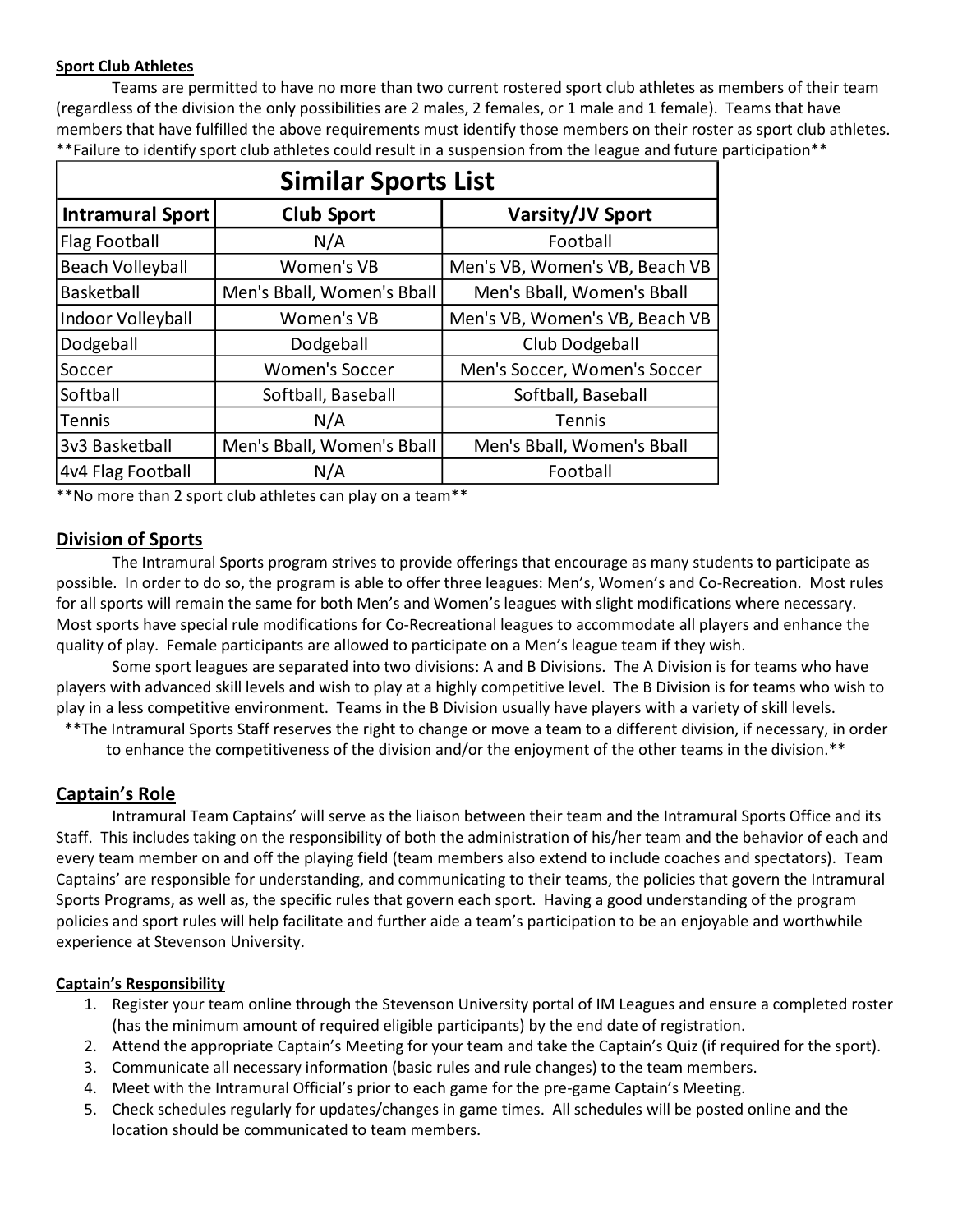#### Sport Club Athletes

Teams are permitted to have no more than two current rostered sport club athletes as members of their team (regardless of the division the only possibilities are 2 males, 2 females, or 1 male and 1 female). Teams that have members that have fulfilled the above requirements must identify those members on their roster as sport club athletes. **Failure to identify sport club athletes could result in a suspension from the league and future participation**

| Similar Sports List | | |
|---|---|---|
| **Intramural Sport** | **Club Sport** | **Varsity/JV Sport** |
| Flag Football | N/A | Football |
| Beach Volleyball | Women's VB | Men's VB, Women's VB, Beach VB |
| Basketball | Men's Bball, Women's Bball | Men's Bball, Women's Bball |
| Indoor Volleyball | Women's VB | Men's VB, Women's VB, Beach VB |
| Dodgeball | Dodgeball | Club Dodgeball |
| Soccer | Women's Soccer | Men's Soccer, Women's Soccer |
| Softball | Softball, Baseball | Softball, Baseball |
| Tennis | N/A | Tennis |
| 3v3 Basketball | Men's Bball, Women's Bball | Men's Bball, Women's Bball |
| 4v4 Flag Football | N/A | Football |

**No more than 2 sport club athletes can play on a team**

## Division of Sports

The Intramural Sports program strives to provide offerings that encourage as many students to participate as possible. In order to do so, the program is able to offer three leagues: Men's, Women's and Co-Recreation. Most rules for all sports will remain the same for both Men's and Women's leagues with slight modifications where necessary. Most sports have special rule modifications for Co-Recreational leagues to accommodate all players and enhance the quality of play. Female participants are allowed to participate on a Men's league team if they wish.

Some sport leagues are separated into two divisions: A and B Divisions. The A Division is for teams who have players with advanced skill levels and wish to play at a highly competitive level. The B Division is for teams who wish to play in a less competitive environment. Teams in the B Division usually have players with a variety of skill levels.

**The Intramural Sports Staff reserves the right to change or move a team to a different division, if necessary, in order to enhance the competitiveness of the division and/or the enjoyment of the other teams in the division.**

## Captain's Role

Intramural Team Captains' will serve as the liaison between their team and the Intramural Sports Office and its Staff. This includes taking on the responsibility of both the administration of his/her team and the behavior of each and every team member on and off the playing field (team members also extend to include coaches and spectators). Team Captains' are responsible for understanding, and communicating to their teams, the policies that govern the Intramural Sports Programs, as well as, the specific rules that govern each sport. Having a good understanding of the program policies and sport rules will help facilitate and further aide a team's participation to be an enjoyable and worthwhile experience at Stevenson University.

#### Captain's Responsibility

1. Register your team online through the Stevenson University portal of IM Leagues and ensure a completed roster (has the minimum amount of required eligible participants) by the end date of registration.
2. Attend the appropriate Captain's Meeting for your team and take the Captain's Quiz (if required for the sport).
3. Communicate all necessary information (basic rules and rule changes) to the team members.
4. Meet with the Intramural Official's prior to each game for the pre-game Captain's Meeting.
5. Check schedules regularly for updates/changes in game times. All schedules will be posted online and the location should be communicated to team members.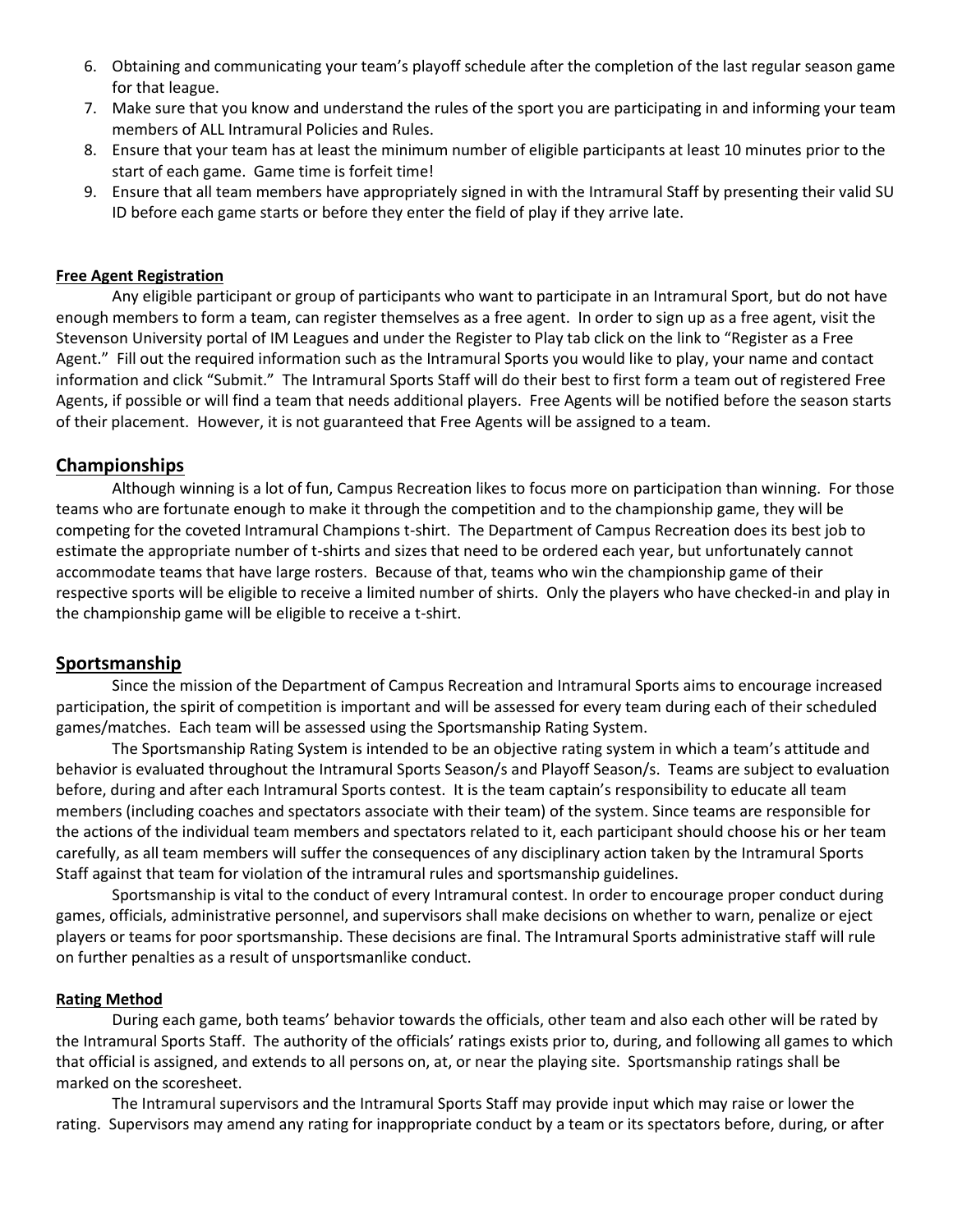6. Obtaining and communicating your team's playoff schedule after the completion of the last regular season game for that league.
7. Make sure that you know and understand the rules of the sport you are participating in and informing your team members of ALL Intramural Policies and Rules.
8. Ensure that your team has at least the minimum number of eligible participants at least 10 minutes prior to the start of each game. Game time is forfeit time!
9. Ensure that all team members have appropriately signed in with the Intramural Staff by presenting their valid SU ID before each game starts or before they enter the field of play if they arrive late.

#### Free Agent Registration

Any eligible participant or group of participants who want to participate in an Intramural Sport, but do not have enough members to form a team, can register themselves as a free agent. In order to sign up as a free agent, visit the Stevenson University portal of IM Leagues and under the Register to Play tab click on the link to "Register as a Free Agent." Fill out the required information such as the Intramural Sports you would like to play, your name and contact information and click "Submit." The Intramural Sports Staff will do their best to first form a team out of registered Free Agents, if possible or will find a team that needs additional players. Free Agents will be notified before the season starts of their placement. However, it is not guaranteed that Free Agents will be assigned to a team.

## Championships

Although winning is a lot of fun, Campus Recreation likes to focus more on participation than winning. For those teams who are fortunate enough to make it through the competition and to the championship game, they will be competing for the coveted Intramural Champions t-shirt. The Department of Campus Recreation does its best job to estimate the appropriate number of t-shirts and sizes that need to be ordered each year, but unfortunately cannot accommodate teams that have large rosters. Because of that, teams who win the championship game of their respective sports will be eligible to receive a limited number of shirts. Only the players who have checked-in and play in the championship game will be eligible to receive a t-shirt.

## Sportsmanship

Since the mission of the Department of Campus Recreation and Intramural Sports aims to encourage increased participation, the spirit of competition is important and will be assessed for every team during each of their scheduled games/matches. Each team will be assessed using the Sportsmanship Rating System.

The Sportsmanship Rating System is intended to be an objective rating system in which a team's attitude and behavior is evaluated throughout the Intramural Sports Season/s and Playoff Season/s. Teams are subject to evaluation before, during and after each Intramural Sports contest. It is the team captain's responsibility to educate all team members (including coaches and spectators associate with their team) of the system. Since teams are responsible for the actions of the individual team members and spectators related to it, each participant should choose his or her team carefully, as all team members will suffer the consequences of any disciplinary action taken by the Intramural Sports Staff against that team for violation of the intramural rules and sportsmanship guidelines.

Sportsmanship is vital to the conduct of every Intramural contest. In order to encourage proper conduct during games, officials, administrative personnel, and supervisors shall make decisions on whether to warn, penalize or eject players or teams for poor sportsmanship. These decisions are final. The Intramural Sports administrative staff will rule on further penalties as a result of unsportsmanlike conduct.

#### Rating Method

During each game, both teams' behavior towards the officials, other team and also each other will be rated by the Intramural Sports Staff. The authority of the officials' ratings exists prior to, during, and following all games to which that official is assigned, and extends to all persons on, at, or near the playing site. Sportsmanship ratings shall be marked on the scoresheet.

The Intramural supervisors and the Intramural Sports Staff may provide input which may raise or lower the rating. Supervisors may amend any rating for inappropriate conduct by a team or its spectators before, during, or after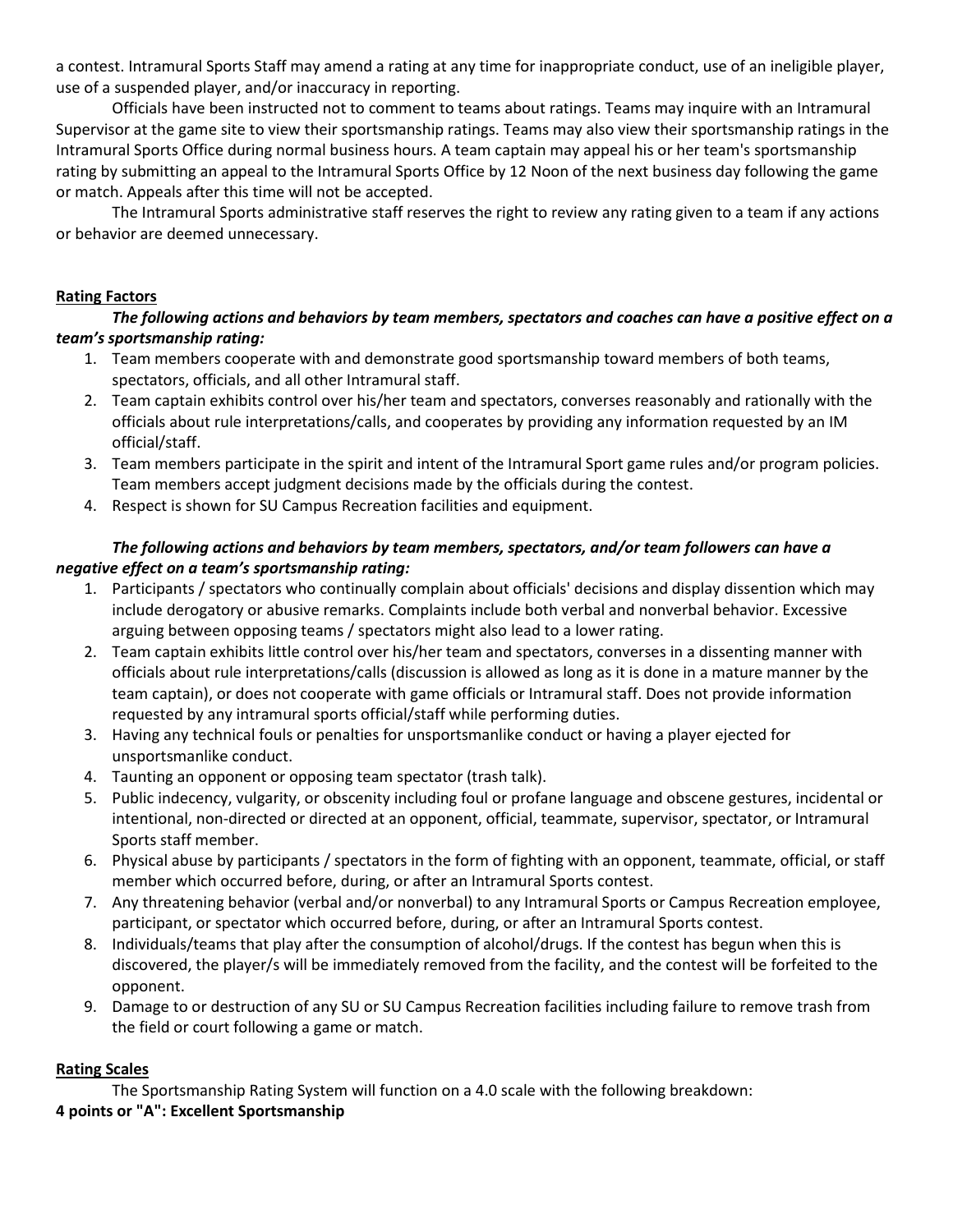a contest. Intramural Sports Staff may amend a rating at any time for inappropriate conduct, use of an ineligible player, use of a suspended player, and/or inaccuracy in reporting.

Officials have been instructed not to comment to teams about ratings. Teams may inquire with an Intramural Supervisor at the game site to view their sportsmanship ratings. Teams may also view their sportsmanship ratings in the Intramural Sports Office during normal business hours. A team captain may appeal his or her team's sportsmanship rating by submitting an appeal to the Intramural Sports Office by 12 Noon of the next business day following the game or match. Appeals after this time will not be accepted.

The Intramural Sports administrative staff reserves the right to review any rating given to a team if any actions or behavior are deemed unnecessary.

## Rating Factors

***The following actions and behaviors by team members, spectators and coaches can have a positive effect on a team's sportsmanship rating:***

1. Team members cooperate with and demonstrate good sportsmanship toward members of both teams, spectators, officials, and all other Intramural staff.
2. Team captain exhibits control over his/her team and spectators, converses reasonably and rationally with the officials about rule interpretations/calls, and cooperates by providing any information requested by an IM official/staff.
3. Team members participate in the spirit and intent of the Intramural Sport game rules and/or program policies. Team members accept judgment decisions made by the officials during the contest.
4. Respect is shown for SU Campus Recreation facilities and equipment.

***The following actions and behaviors by team members, spectators, and/or team followers can have a negative effect on a team's sportsmanship rating:***

1. Participants / spectators who continually complain about officials' decisions and display dissention which may include derogatory or abusive remarks. Complaints include both verbal and nonverbal behavior. Excessive arguing between opposing teams / spectators might also lead to a lower rating.
2. Team captain exhibits little control over his/her team and spectators, converses in a dissenting manner with officials about rule interpretations/calls (discussion is allowed as long as it is done in a mature manner by the team captain), or does not cooperate with game officials or Intramural staff. Does not provide information requested by any intramural sports official/staff while performing duties.
3. Having any technical fouls or penalties for unsportsmanlike conduct or having a player ejected for unsportsmanlike conduct.
4. Taunting an opponent or opposing team spectator (trash talk).
5. Public indecency, vulgarity, or obscenity including foul or profane language and obscene gestures, incidental or intentional, non-directed or directed at an opponent, official, teammate, supervisor, spectator, or Intramural Sports staff member.
6. Physical abuse by participants / spectators in the form of fighting with an opponent, teammate, official, or staff member which occurred before, during, or after an Intramural Sports contest.
7. Any threatening behavior (verbal and/or nonverbal) to any Intramural Sports or Campus Recreation employee, participant, or spectator which occurred before, during, or after an Intramural Sports contest.
8. Individuals/teams that play after the consumption of alcohol/drugs. If the contest has begun when this is discovered, the player/s will be immediately removed from the facility, and the contest will be forfeited to the opponent.
9. Damage to or destruction of any SU or SU Campus Recreation facilities including failure to remove trash from the field or court following a game or match.

## Rating Scales

The Sportsmanship Rating System will function on a 4.0 scale with the following breakdown:

**4 points or "A": Excellent Sportsmanship**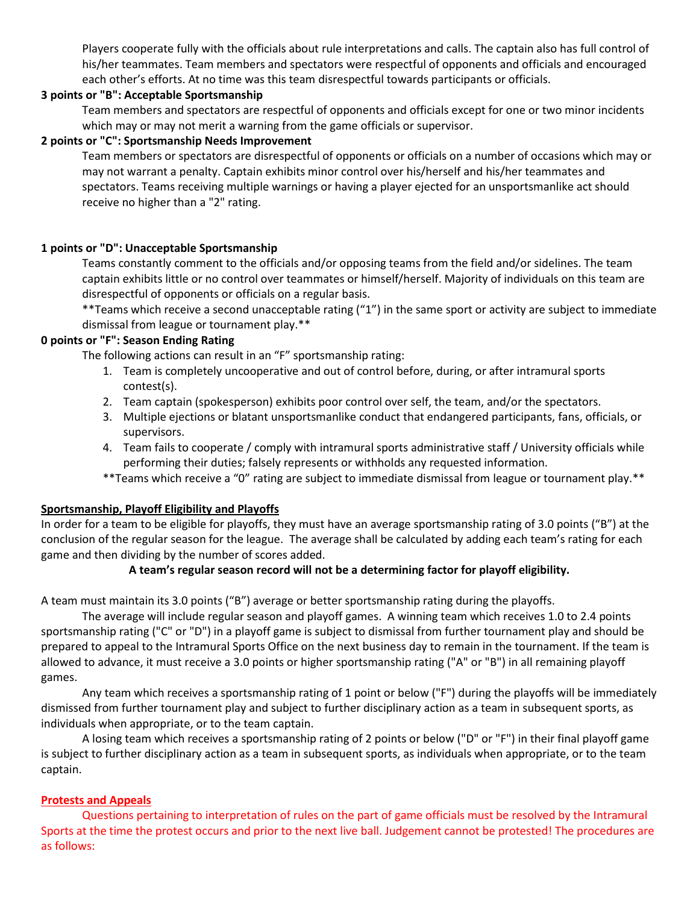Players cooperate fully with the officials about rule interpretations and calls. The captain also has full control of his/her teammates. Team members and spectators were respectful of opponents and officials and encouraged each other's efforts. At no time was this team disrespectful towards participants or officials.

**3 points or "B": Acceptable Sportsmanship**

Team members and spectators are respectful of opponents and officials except for one or two minor incidents which may or may not merit a warning from the game officials or supervisor.

**2 points or "C": Sportsmanship Needs Improvement**

Team members or spectators are disrespectful of opponents or officials on a number of occasions which may or may not warrant a penalty. Captain exhibits minor control over his/herself and his/her teammates and spectators. Teams receiving multiple warnings or having a player ejected for an unsportsmanlike act should receive no higher than a "2" rating.

**1 points or "D": Unacceptable Sportsmanship**

Teams constantly comment to the officials and/or opposing teams from the field and/or sidelines. The team captain exhibits little or no control over teammates or himself/herself. Majority of individuals on this team are disrespectful of opponents or officials on a regular basis.

**Teams which receive a second unacceptable rating ("1") in the same sport or activity are subject to immediate dismissal from league or tournament play.**

**0 points or "F": Season Ending Rating**

The following actions can result in an "F" sportsmanship rating:

1. Team is completely uncooperative and out of control before, during, or after intramural sports contest(s).
2. Team captain (spokesperson) exhibits poor control over self, the team, and/or the spectators.
3. Multiple ejections or blatant unsportsmanlike conduct that endangered participants, fans, officials, or supervisors.
4. Team fails to cooperate / comply with intramural sports administrative staff / University officials while performing their duties; falsely represents or withholds any requested information.

**Teams which receive a "0" rating are subject to immediate dismissal from league or tournament play.**

**Sportsmanship, Playoff Eligibility and Playoffs**

In order for a team to be eligible for playoffs, they must have an average sportsmanship rating of 3.0 points ("B") at the conclusion of the regular season for the league. The average shall be calculated by adding each team's rating for each game and then dividing by the number of scores added.

**A team's regular season record will not be a determining factor for playoff eligibility.**

A team must maintain its 3.0 points ("B") average or better sportsmanship rating during the playoffs.

The average will include regular season and playoff games. A winning team which receives 1.0 to 2.4 points sportsmanship rating ("C" or "D") in a playoff game is subject to dismissal from further tournament play and should be prepared to appeal to the Intramural Sports Office on the next business day to remain in the tournament. If the team is allowed to advance, it must receive a 3.0 points or higher sportsmanship rating ("A" or "B") in all remaining playoff games.

Any team which receives a sportsmanship rating of 1 point or below ("F") during the playoffs will be immediately dismissed from further tournament play and subject to further disciplinary action as a team in subsequent sports, as individuals when appropriate, or to the team captain.

A losing team which receives a sportsmanship rating of 2 points or below ("D" or "F") in their final playoff game is subject to further disciplinary action as a team in subsequent sports, as individuals when appropriate, or to the team captain.

**Protests and Appeals**

Questions pertaining to interpretation of rules on the part of game officials must be resolved by the Intramural Sports at the time the protest occurs and prior to the next live ball. Judgement cannot be protested! The procedures are as follows: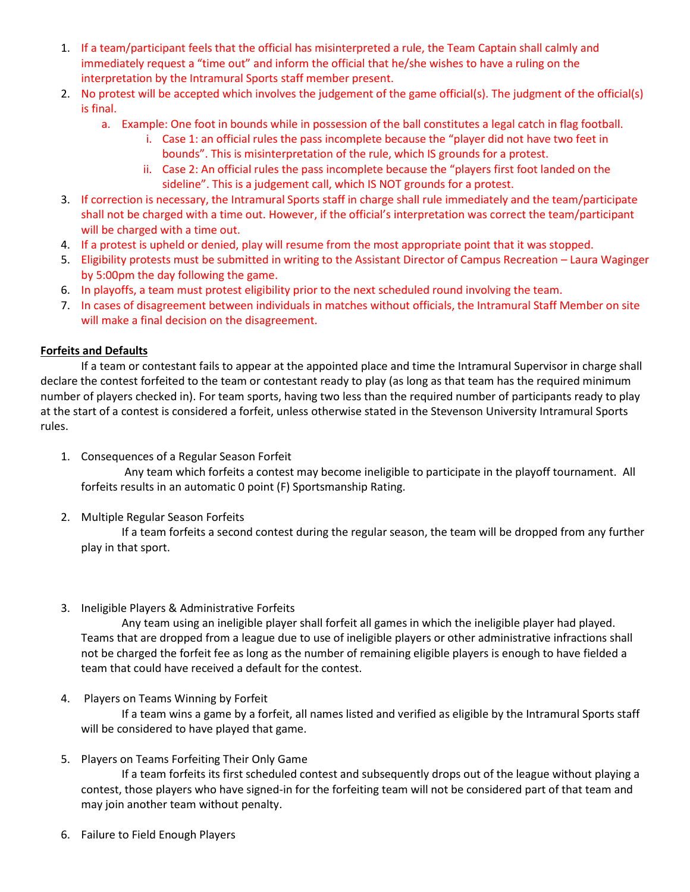1. If a team/participant feels that the official has misinterpreted a rule, the Team Captain shall calmly and immediately request a “time out” and inform the official that he/she wishes to have a ruling on the interpretation by the Intramural Sports staff member present.
2. No protest will be accepted which involves the judgement of the game official(s). The judgment of the official(s) is final.
    a. Example: One foot in bounds while in possession of the ball constitutes a legal catch in flag football.
        i. Case 1: an official rules the pass incomplete because the “player did not have two feet in bounds”. This is misinterpretation of the rule, which IS grounds for a protest.
        ii. Case 2: An official rules the pass incomplete because the “players first foot landed on the sideline”. This is a judgement call, which IS NOT grounds for a protest.
3. If correction is necessary, the Intramural Sports staff in charge shall rule immediately and the team/participate shall not be charged with a time out. However, if the official’s interpretation was correct the team/participant will be charged with a time out.
4. If a protest is upheld or denied, play will resume from the most appropriate point that it was stopped.
5. Eligibility protests must be submitted in writing to the Assistant Director of Campus Recreation – Laura Waginger by 5:00pm the day following the game.
6. In playoffs, a team must protest eligibility prior to the next scheduled round involving the team.
7. In cases of disagreement between individuals in matches without officials, the Intramural Staff Member on site will make a final decision on the disagreement.

**Forfeits and Defaults**

If a team or contestant fails to appear at the appointed place and time the Intramural Supervisor in charge shall declare the contest forfeited to the team or contestant ready to play (as long as that team has the required minimum number of players checked in). For team sports, having two less than the required number of participants ready to play at the start of a contest is considered a forfeit, unless otherwise stated in the Stevenson University Intramural Sports rules.

1. Consequences of a Regular Season Forfeit

    Any team which forfeits a contest may become ineligible to participate in the playoff tournament. All forfeits results in an automatic 0 point (F) Sportsmanship Rating.

2. Multiple Regular Season Forfeits

    If a team forfeits a second contest during the regular season, the team will be dropped from any further play in that sport.

3. Ineligible Players & Administrative Forfeits

    Any team using an ineligible player shall forfeit all games in which the ineligible player had played. Teams that are dropped from a league due to use of ineligible players or other administrative infractions shall not be charged the forfeit fee as long as the number of remaining eligible players is enough to have fielded a team that could have received a default for the contest.

4. Players on Teams Winning by Forfeit

    If a team wins a game by a forfeit, all names listed and verified as eligible by the Intramural Sports staff will be considered to have played that game.

5. Players on Teams Forfeiting Their Only Game

    If a team forfeits its first scheduled contest and subsequently drops out of the league without playing a contest, those players who have signed-in for the forfeiting team will not be considered part of that team and may join another team without penalty.

6. Failure to Field Enough Players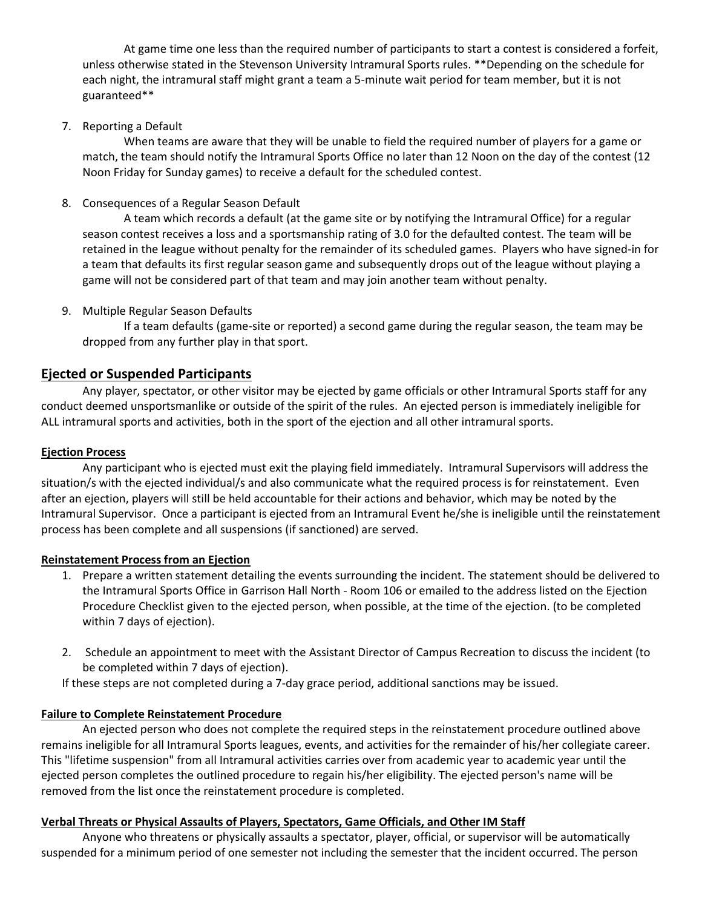At game time one less than the required number of participants to start a contest is considered a forfeit, unless otherwise stated in the Stevenson University Intramural Sports rules. **Depending on the schedule for each night, the intramural staff might grant a team a 5-minute wait period for team member, but it is not guaranteed**

7. Reporting a Default

   When teams are aware that they will be unable to field the required number of players for a game or match, the team should notify the Intramural Sports Office no later than 12 Noon on the day of the contest (12 Noon Friday for Sunday games) to receive a default for the scheduled contest.

8. Consequences of a Regular Season Default

   A team which records a default (at the game site or by notifying the Intramural Office) for a regular season contest receives a loss and a sportsmanship rating of 3.0 for the defaulted contest. The team will be retained in the league without penalty for the remainder of its scheduled games. Players who have signed-in for a team that defaults its first regular season game and subsequently drops out of the league without playing a game will not be considered part of that team and may join another team without penalty.

9. Multiple Regular Season Defaults

   If a team defaults (game-site or reported) a second game during the regular season, the team may be dropped from any further play in that sport.

## Ejected or Suspended Participants

Any player, spectator, or other visitor may be ejected by game officials or other Intramural Sports staff for any conduct deemed unsportsmanlike or outside of the spirit of the rules. An ejected person is immediately ineligible for ALL intramural sports and activities, both in the sport of the ejection and all other intramural sports.

### Ejection Process

Any participant who is ejected must exit the playing field immediately. Intramural Supervisors will address the situation/s with the ejected individual/s and also communicate what the required process is for reinstatement. Even after an ejection, players will still be held accountable for their actions and behavior, which may be noted by the Intramural Supervisor. Once a participant is ejected from an Intramural Event he/she is ineligible until the reinstatement process has been complete and all suspensions (if sanctioned) are served.

### Reinstatement Process from an Ejection

1. Prepare a written statement detailing the events surrounding the incident. The statement should be delivered to the Intramural Sports Office in Garrison Hall North - Room 106 or emailed to the address listed on the Ejection Procedure Checklist given to the ejected person, when possible, at the time of the ejection. (to be completed within 7 days of ejection).

2. Schedule an appointment to meet with the Assistant Director of Campus Recreation to discuss the incident (to be completed within 7 days of ejection).

If these steps are not completed during a 7-day grace period, additional sanctions may be issued.

### Failure to Complete Reinstatement Procedure

An ejected person who does not complete the required steps in the reinstatement procedure outlined above remains ineligible for all Intramural Sports leagues, events, and activities for the remainder of his/her collegiate career. This "lifetime suspension" from all Intramural activities carries over from academic year to academic year until the ejected person completes the outlined procedure to regain his/her eligibility. The ejected person's name will be removed from the list once the reinstatement procedure is completed.

### Verbal Threats or Physical Assaults of Players, Spectators, Game Officials, and Other IM Staff

Anyone who threatens or physically assaults a spectator, player, official, or supervisor will be automatically suspended for a minimum period of one semester not including the semester that the incident occurred. The person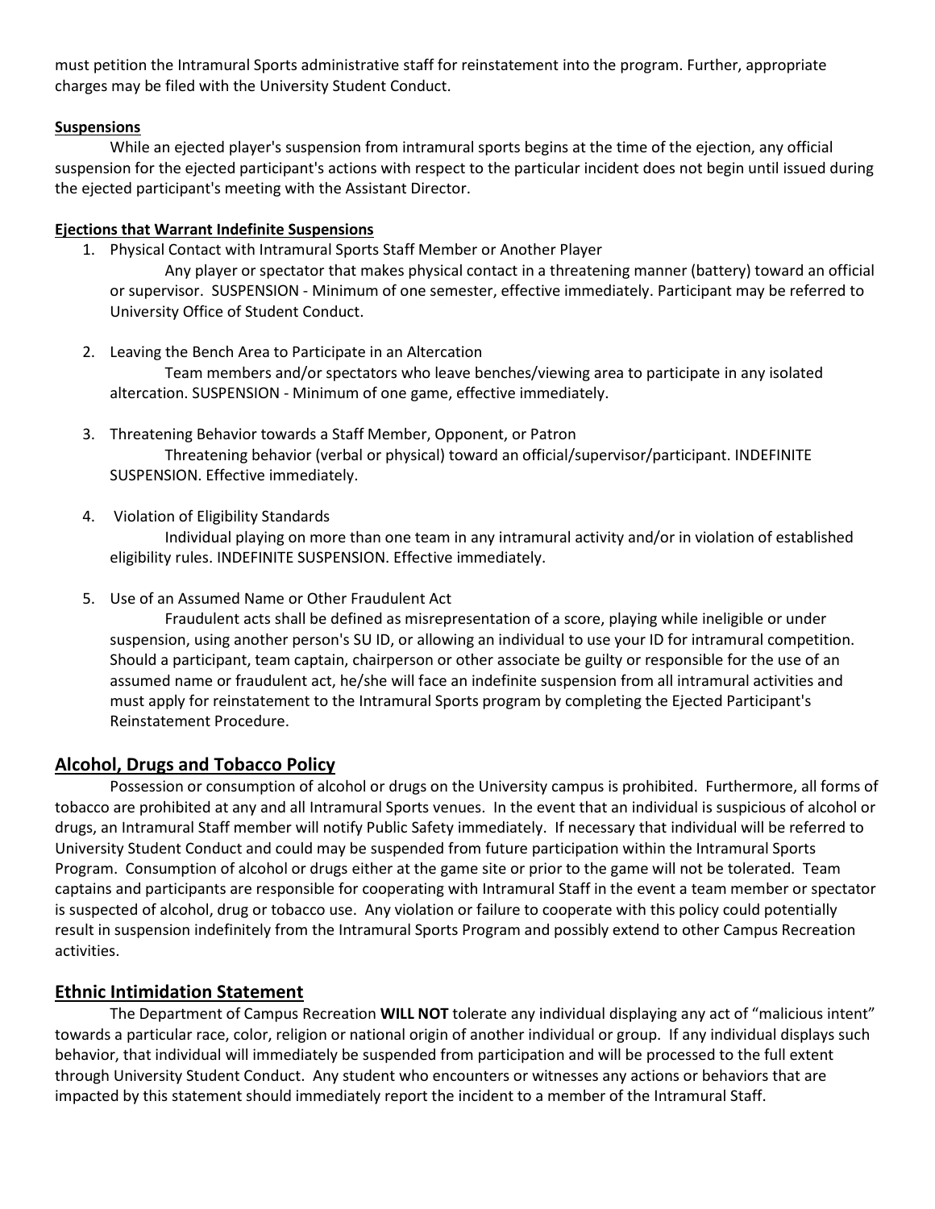must petition the Intramural Sports administrative staff for reinstatement into the program. Further, appropriate charges may be filed with the University Student Conduct.

**Suspensions**

While an ejected player's suspension from intramural sports begins at the time of the ejection, any official suspension for the ejected participant's actions with respect to the particular incident does not begin until issued during the ejected participant's meeting with the Assistant Director.

**Ejections that Warrant Indefinite Suspensions**

1. Physical Contact with Intramural Sports Staff Member or Another Player

   Any player or spectator that makes physical contact in a threatening manner (battery) toward an official or supervisor. SUSPENSION - Minimum of one semester, effective immediately. Participant may be referred to University Office of Student Conduct.

2. Leaving the Bench Area to Participate in an Altercation

   Team members and/or spectators who leave benches/viewing area to participate in any isolated altercation. SUSPENSION - Minimum of one game, effective immediately.

3. Threatening Behavior towards a Staff Member, Opponent, or Patron

   Threatening behavior (verbal or physical) toward an official/supervisor/participant. INDEFINITE SUSPENSION. Effective immediately.

4. Violation of Eligibility Standards

   Individual playing on more than one team in any intramural activity and/or in violation of established eligibility rules. INDEFINITE SUSPENSION. Effective immediately.

5. Use of an Assumed Name or Other Fraudulent Act

   Fraudulent acts shall be defined as misrepresentation of a score, playing while ineligible or under suspension, using another person's SU ID, or allowing an individual to use your ID for intramural competition. Should a participant, team captain, chairperson or other associate be guilty or responsible for the use of an assumed name or fraudulent act, he/she will face an indefinite suspension from all intramural activities and must apply for reinstatement to the Intramural Sports program by completing the Ejected Participant's Reinstatement Procedure.

## Alcohol, Drugs and Tobacco Policy

Possession or consumption of alcohol or drugs on the University campus is prohibited. Furthermore, all forms of tobacco are prohibited at any and all Intramural Sports venues. In the event that an individual is suspicious of alcohol or drugs, an Intramural Staff member will notify Public Safety immediately. If necessary that individual will be referred to University Student Conduct and could may be suspended from future participation within the Intramural Sports Program. Consumption of alcohol or drugs either at the game site or prior to the game will not be tolerated. Team captains and participants are responsible for cooperating with Intramural Staff in the event a team member or spectator is suspected of alcohol, drug or tobacco use. Any violation or failure to cooperate with this policy could potentially result in suspension indefinitely from the Intramural Sports Program and possibly extend to other Campus Recreation activities.

## Ethnic Intimidation Statement

The Department of Campus Recreation **WILL NOT** tolerate any individual displaying any act of "malicious intent" towards a particular race, color, religion or national origin of another individual or group. If any individual displays such behavior, that individual will immediately be suspended from participation and will be processed to the full extent through University Student Conduct. Any student who encounters or witnesses any actions or behaviors that are impacted by this statement should immediately report the incident to a member of the Intramural Staff.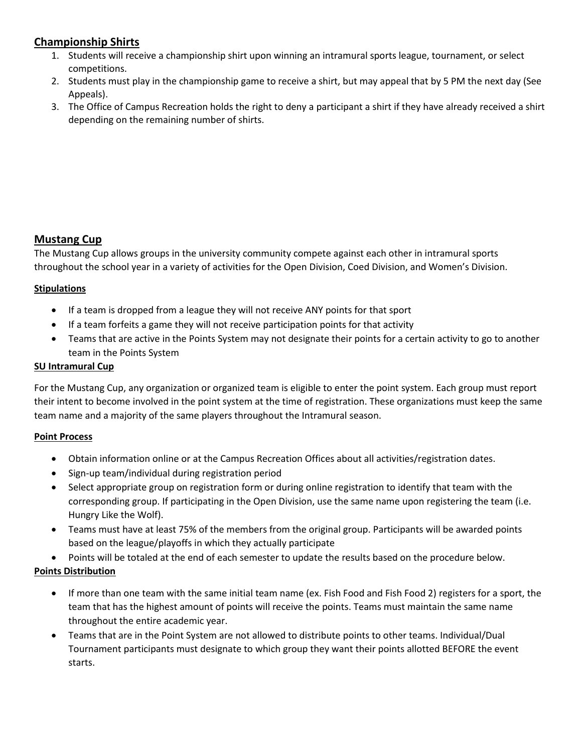## Championship Shirts

1. Students will receive a championship shirt upon winning an intramural sports league, tournament, or select competitions.
2. Students must play in the championship game to receive a shirt, but may appeal that by 5 PM the next day (See Appeals).
3. The Office of Campus Recreation holds the right to deny a participant a shirt if they have already received a shirt depending on the remaining number of shirts.

## Mustang Cup

The Mustang Cup allows groups in the university community compete against each other in intramural sports throughout the school year in a variety of activities for the Open Division, Coed Division, and Women's Division.

### Stipulations

- If a team is dropped from a league they will not receive ANY points for that sport
- If a team forfeits a game they will not receive participation points for that activity
- Teams that are active in the Points System may not designate their points for a certain activity to go to another team in the Points System

### SU Intramural Cup

For the Mustang Cup, any organization or organized team is eligible to enter the point system. Each group must report their intent to become involved in the point system at the time of registration. These organizations must keep the same team name and a majority of the same players throughout the Intramural season.

### Point Process

- Obtain information online or at the Campus Recreation Offices about all activities/registration dates.
- Sign-up team/individual during registration period
- Select appropriate group on registration form or during online registration to identify that team with the corresponding group. If participating in the Open Division, use the same name upon registering the team (i.e. Hungry Like the Wolf).
- Teams must have at least 75% of the members from the original group. Participants will be awarded points based on the league/playoffs in which they actually participate
- Points will be totaled at the end of each semester to update the results based on the procedure below.

### Points Distribution

- If more than one team with the same initial team name (ex. Fish Food and Fish Food 2) registers for a sport, the team that has the highest amount of points will receive the points. Teams must maintain the same name throughout the entire academic year.
- Teams that are in the Point System are not allowed to distribute points to other teams. Individual/Dual Tournament participants must designate to which group they want their points allotted BEFORE the event starts.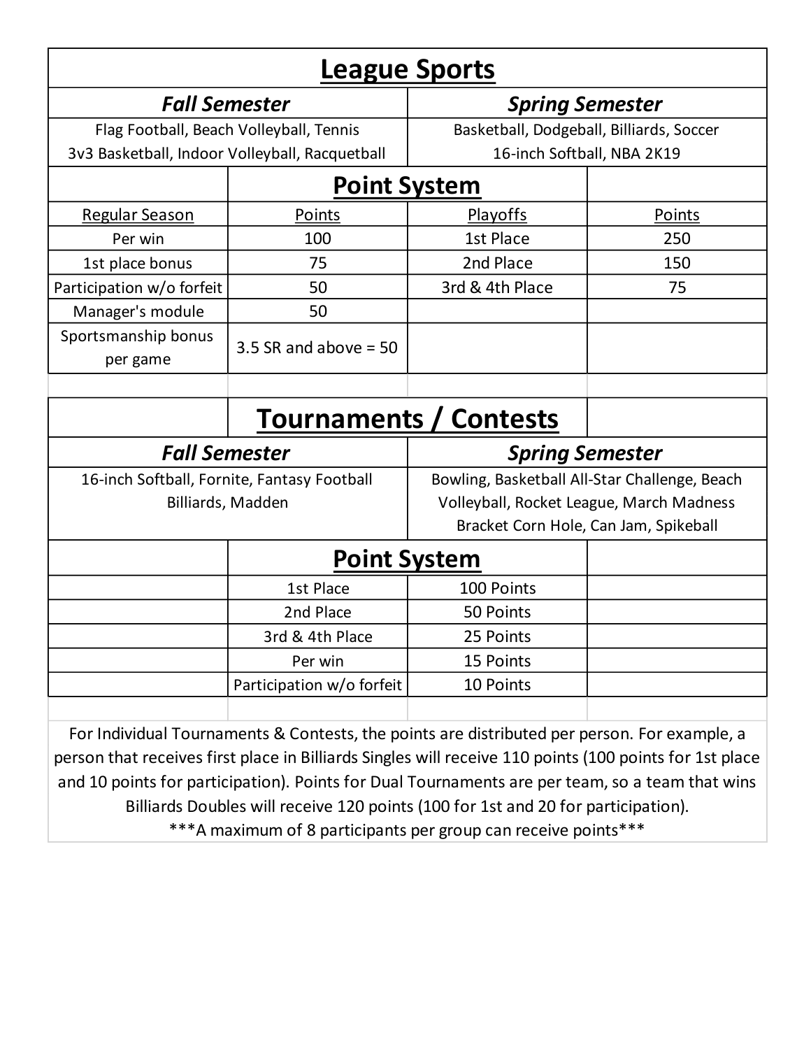## League Sports

| *Fall Semester* | *Spring Semester* |
| --- | --- |
| Flag Football, Beach Volleyball, Tennis<br>3v3 Basketball, Indoor Volleyball, Racquetball | Basketball, Dodgeball, Billiards, Soccer<br>16-inch Softball, NBA 2K19 |

### Point System

| Regular Season | Points | Playoffs | Points |
| --- | --- | --- | --- |
| Per win | 100 | 1st Place | 250 |
| 1st place bonus | 75 | 2nd Place | 150 |
| Participation w/o forfeit | 50 | 3rd & 4th Place | 75 |
| Manager's module | 50 | | |
| Sportsmanship bonus per game | 3.5 SR and above = 50 | | |

## Tournaments / Contests

| *Fall Semester* | *Spring Semester* |
| --- | --- |
| 16-inch Softball, Fornite, Fantasy Football<br>Billiards, Madden | Bowling, Basketball All-Star Challenge, Beach Volleyball, Rocket League, March Madness Bracket Corn Hole, Can Jam, Spikeball |

### Point System

| | |
| --- | --- |
| 1st Place | 100 Points |
| 2nd Place | 50 Points |
| 3rd & 4th Place | 25 Points |
| Per win | 15 Points |
| Participation w/o forfeit | 10 Points |

For Individual Tournaments & Contests, the points are distributed per person. For example, a person that receives first place in Billiards Singles will receive 110 points (100 points for 1st place and 10 points for participation). Points for Dual Tournaments are per team, so a team that wins Billiards Doubles will receive 120 points (100 for 1st and 20 for participation).

***A maximum of 8 participants per group can receive points***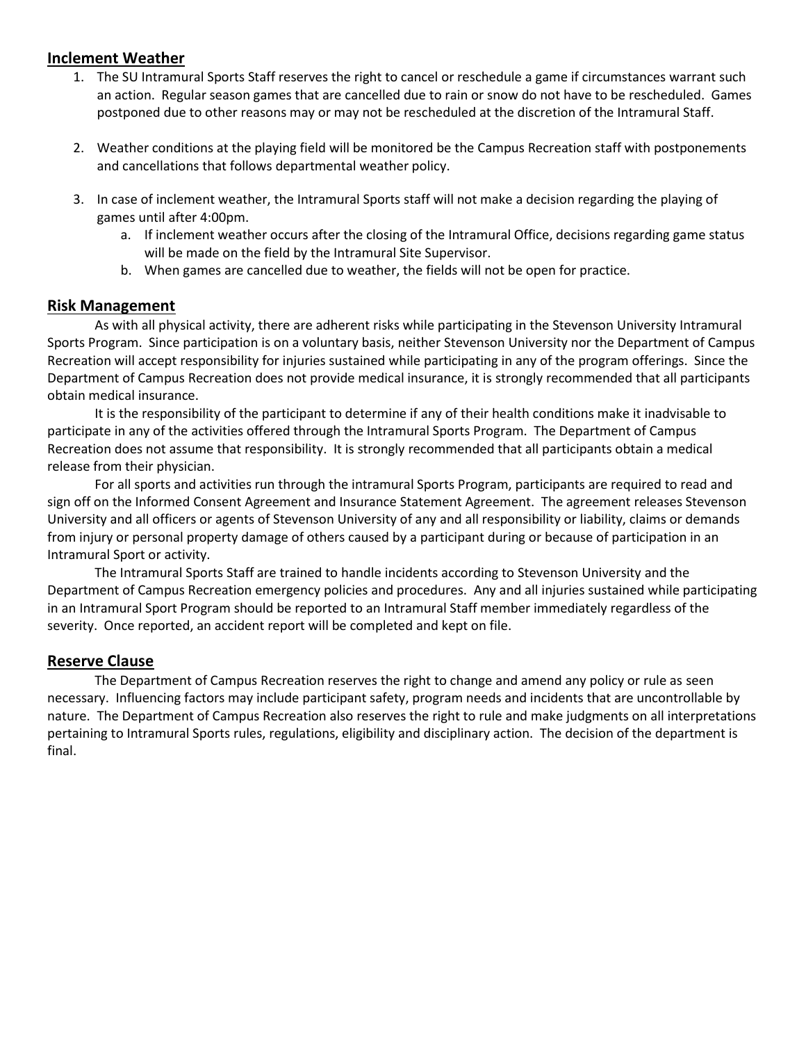## Inclement Weather

1. The SU Intramural Sports Staff reserves the right to cancel or reschedule a game if circumstances warrant such an action. Regular season games that are cancelled due to rain or snow do not have to be rescheduled. Games postponed due to other reasons may or may not be rescheduled at the discretion of the Intramural Staff.

2. Weather conditions at the playing field will be monitored be the Campus Recreation staff with postponements and cancellations that follows departmental weather policy.

3. In case of inclement weather, the Intramural Sports staff will not make a decision regarding the playing of games until after 4:00pm.
   a. If inclement weather occurs after the closing of the Intramural Office, decisions regarding game status will be made on the field by the Intramural Site Supervisor.
   b. When games are cancelled due to weather, the fields will not be open for practice.

## Risk Management

As with all physical activity, there are adherent risks while participating in the Stevenson University Intramural Sports Program. Since participation is on a voluntary basis, neither Stevenson University nor the Department of Campus Recreation will accept responsibility for injuries sustained while participating in any of the program offerings. Since the Department of Campus Recreation does not provide medical insurance, it is strongly recommended that all participants obtain medical insurance.

It is the responsibility of the participant to determine if any of their health conditions make it inadvisable to participate in any of the activities offered through the Intramural Sports Program. The Department of Campus Recreation does not assume that responsibility. It is strongly recommended that all participants obtain a medical release from their physician.

For all sports and activities run through the intramural Sports Program, participants are required to read and sign off on the Informed Consent Agreement and Insurance Statement Agreement. The agreement releases Stevenson University and all officers or agents of Stevenson University of any and all responsibility or liability, claims or demands from injury or personal property damage of others caused by a participant during or because of participation in an Intramural Sport or activity.

The Intramural Sports Staff are trained to handle incidents according to Stevenson University and the Department of Campus Recreation emergency policies and procedures. Any and all injuries sustained while participating in an Intramural Sport Program should be reported to an Intramural Staff member immediately regardless of the severity. Once reported, an accident report will be completed and kept on file.

## Reserve Clause

The Department of Campus Recreation reserves the right to change and amend any policy or rule as seen necessary. Influencing factors may include participant safety, program needs and incidents that are uncontrollable by nature. The Department of Campus Recreation also reserves the right to rule and make judgments on all interpretations pertaining to Intramural Sports rules, regulations, eligibility and disciplinary action. The decision of the department is final.